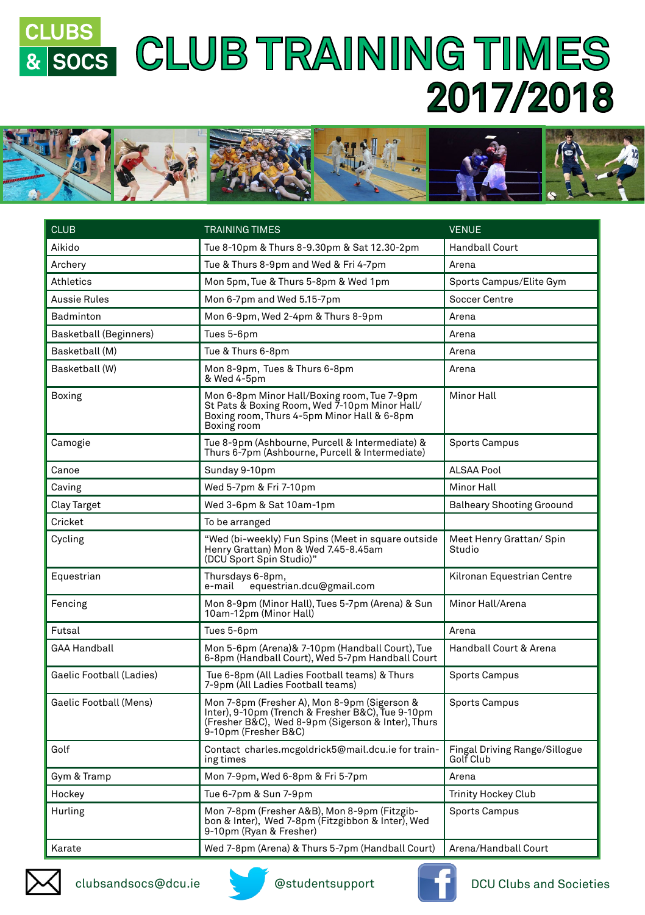CLUBS & SOCS

# CLUB TRAINING TIMES 2017/2018

| CLUB | TRAINING TIMES | VENUE |
|---|---|---|
| Aikido | Tue 8-10pm & Thurs 8-9.30pm & Sat 12.30-2pm | Handball Court |
| Archery | Tue & Thurs 8-9pm and Wed & Fri 4-7pm | Arena |
| Athletics | Mon 5pm, Tue & Thurs 5-8pm & Wed 1pm | Sports Campus/Elite Gym |
| Aussie Rules | Mon 6-7pm and Wed 5.15-7pm | Soccer Centre |
| Badminton | Mon 6-9pm, Wed 2-4pm & Thurs 8-9pm | Arena |
| Basketball (Beginners) | Tues 5-6pm | Arena |
| Basketball (M) | Tue & Thurs 6-8pm | Arena |
| Basketball (W) | Mon 8-9pm, Tues & Thurs 6-8pm & Wed 4-5pm | Arena |
| Boxing | Mon 6-8pm Minor Hall/Boxing room, Tue 7-9pm St Pats & Boxing Room, Wed 7-10pm Minor Hall/ Boxing room, Thurs 4-5pm Minor Hall & 6-8pm Boxing room | Minor Hall |
| Camogie | Tue 8-9pm (Ashbourne, Purcell & Intermediate) & Thurs 6-7pm (Ashbourne, Purcell & Intermediate) | Sports Campus |
| Canoe | Sunday 9-10pm | ALSAA Pool |
| Caving | Wed 5-7pm & Fri 7-10pm | Minor Hall |
| Clay Target | Wed 3-6pm & Sat 10am-1pm | Balheary Shooting Groound |
| Cricket | To be arranged | |
| Cycling | "Wed (bi-weekly) Fun Spins (Meet in square outside Henry Grattan) Mon & Wed 7.45-8.45am (DCU Sport Spin Studio)" | Meet Henry Grattan/ Spin Studio |
| Equestrian | Thursdays 6-8pm, e-mail equestrian.dcu@gmail.com | Kilronan Equestrian Centre |
| Fencing | Mon 8-9pm (Minor Hall), Tues 5-7pm (Arena) & Sun 10am-12pm (Minor Hall) | Minor Hall/Arena |
| Futsal | Tues 5-6pm | Arena |
| GAA Handball | Mon 5-6pm (Arena)& 7-10pm (Handball Court), Tue 6-8pm (Handball Court), Wed 5-7pm Handball Court | Handball Court & Arena |
| Gaelic Football (Ladies) | Tue 6-8pm (All Ladies Football teams) & Thurs 7-9pm (All Ladies Football teams) | Sports Campus |
| Gaelic Football (Mens) | Mon 7-8pm (Fresher A), Mon 8-9pm (Sigerson & Inter), 9-10pm (Trench & Fresher B&C), Tue 9-10pm (Fresher B&C), Wed 8-9pm (Sigerson & Inter), Thurs 9-10pm (Fresher B&C) | Sports Campus |
| Golf | Contact charles.mcgoldrick5@mail.dcu.ie for training times | Fingal Driving Range/Sillogue Golf Club |
| Gym & Tramp | Mon 7-9pm, Wed 6-8pm & Fri 5-7pm | Arena |
| Hockey | Tue 6-7pm & Sun 7-9pm | Trinity Hockey Club |
| Hurling | Mon 7-8pm (Fresher A&B), Mon 8-9pm (Fitzgibbon & Inter), Wed 7-8pm (Fitzgibbon & Inter), Wed 9-10pm (Ryan & Fresher) | Sports Campus |
| Karate | Wed 7-8pm (Arena) & Thurs 5-7pm (Handball Court) | Arena/Handball Court |

clubsandsocs@dcu.ie @studentsupport DCU Clubs and Societies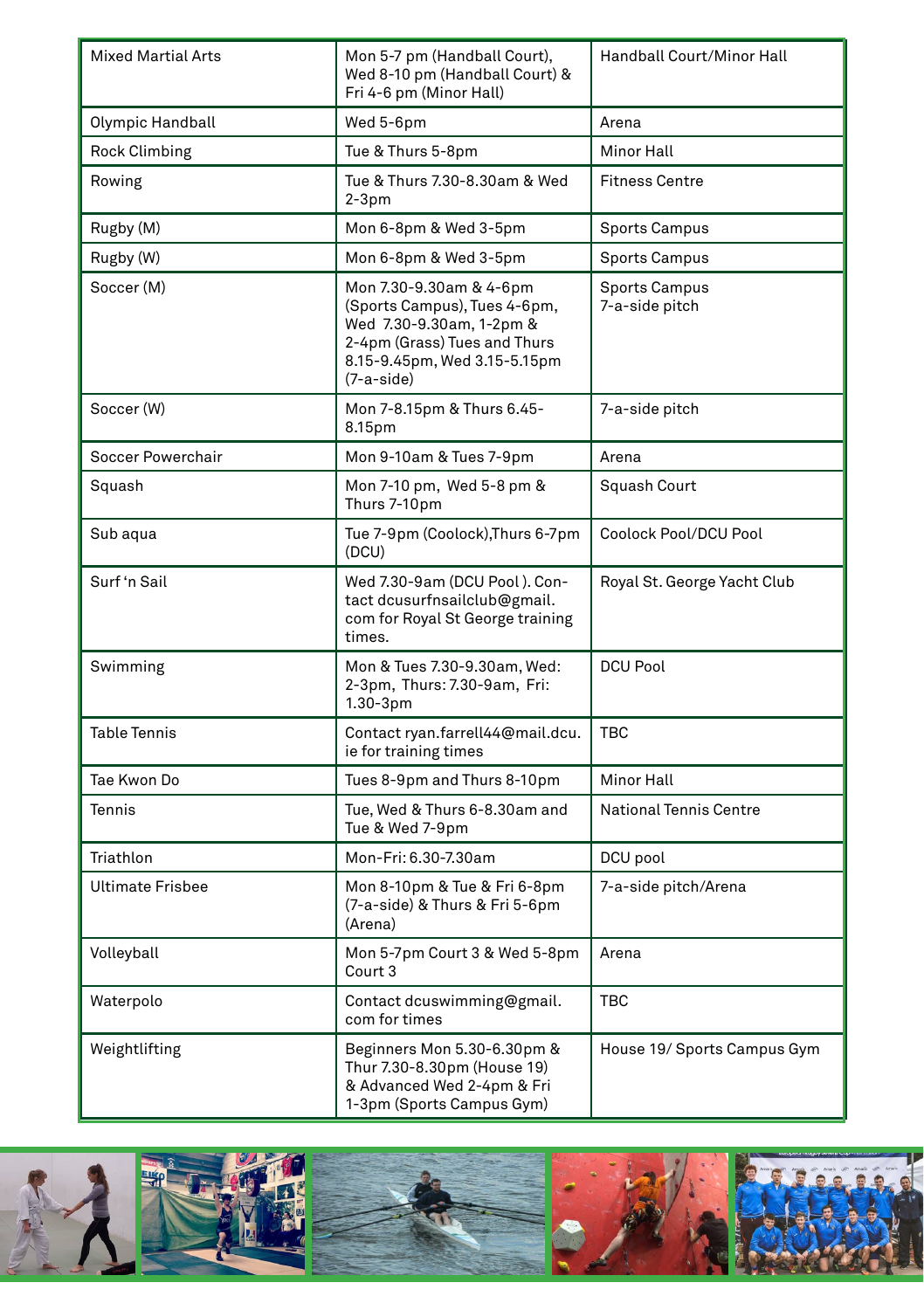| | | |
|---|---|---|
| Mixed Martial Arts | Mon 5-7 pm (Handball Court), Wed 8-10 pm (Handball Court) & Fri 4-6 pm (Minor Hall) | Handball Court/Minor Hall |
| Olympic Handball | Wed 5-6pm | Arena |
| Rock Climbing | Tue & Thurs 5-8pm | Minor Hall |
| Rowing | Tue & Thurs 7.30-8.30am & Wed 2-3pm | Fitness Centre |
| Rugby (M) | Mon 6-8pm & Wed 3-5pm | Sports Campus |
| Rugby (W) | Mon 6-8pm & Wed 3-5pm | Sports Campus |
| Soccer (M) | Mon 7.30-9.30am & 4-6pm (Sports Campus), Tues 4-6pm, Wed 7.30-9.30am, 1-2pm & 2-4pm (Grass) Tues and Thurs 8.15-9.45pm, Wed 3.15-5.15pm (7-a-side) | Sports Campus 7-a-side pitch |
| Soccer (W) | Mon 7-8.15pm & Thurs 6.45-8.15pm | 7-a-side pitch |
| Soccer Powerchair | Mon 9-10am & Tues 7-9pm | Arena |
| Squash | Mon 7-10 pm, Wed 5-8 pm & Thurs 7-10pm | Squash Court |
| Sub aqua | Tue 7-9pm (Coolock),Thurs 6-7pm (DCU) | Coolock Pool/DCU Pool |
| Surf 'n Sail | Wed 7.30-9am (DCU Pool ). Contact dcusurfnsailclub@gmail.com for Royal St George training times. | Royal St. George Yacht Club |
| Swimming | Mon & Tues 7.30-9.30am, Wed: 2-3pm, Thurs: 7.30-9am, Fri: 1.30-3pm | DCU Pool |
| Table Tennis | Contact ryan.farrell44@mail.dcu.ie for training times | TBC |
| Tae Kwon Do | Tues 8-9pm and Thurs 8-10pm | Minor Hall |
| Tennis | Tue, Wed & Thurs 6-8.30am and Tue & Wed 7-9pm | National Tennis Centre |
| Triathlon | Mon-Fri: 6.30-7.30am | DCU pool |
| Ultimate Frisbee | Mon 8-10pm & Tue & Fri 6-8pm (7-a-side) & Thurs & Fri 5-6pm (Arena) | 7-a-side pitch/Arena |
| Volleyball | Mon 5-7pm Court 3 & Wed 5-8pm Court 3 | Arena |
| Waterpolo | Contact dcuswimming@gmail.com for times | TBC |
| Weightlifting | Beginners Mon 5.30-6.30pm & Thur 7.30-8.30pm (House 19) & Advanced Wed 2-4pm & Fri 1-3pm (Sports Campus Gym) | House 19/ Sports Campus Gym |